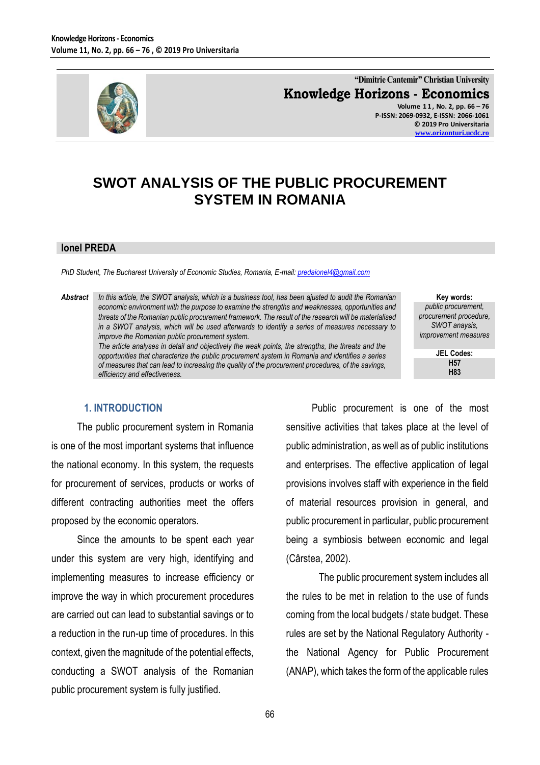"Dimitrie Cantemir" Christian University

**Knowledge Horizons - Economics**

Volume 11, No. 2, pp. 66 – 76
P-ISSN: 2069-0932, E-ISSN: 2066-1061
© 2019 Pro Universitaria
www.orizonturi.ucdc.ro

# SWOT ANALYSIS OF THE PUBLIC PROCUREMENT SYSTEM IN ROMANIA

**Ionel PREDA**

*PhD Student, The Bucharest University of Economic Studies, Romania, E-mail: predaionel4@gmail.com*

***Abstract*** *In this article, the SWOT analysis, which is a business tool, has been ajusted to audit the Romanian economic environment with the purpose to examine the strengths and weaknesses, opportunities and threats of the Romanian public procurement framework. The result of the research will be materialised in a SWOT analysis, which will be used afterwards to identify a series of measures necessary to improve the Romanian public procurement system.*
*The article analyses in detail and objectively the weak points, the strengths, the threats and the opportunities that characterize the public procurement system in Romania and identifies a series of measures that can lead to increasing the quality of the procurement procedures, of the savings, efficiency and effectiveness.*

**Key words:** *public procurement, procurement procedure, SWOT anaysis, improvement measures*

**JEL Codes:** H57, H83

## 1. INTRODUCTION

The public procurement system in Romania is one of the most important systems that influence the national economy. In this system, the requests for procurement of services, products or works of different contracting authorities meet the offers proposed by the economic operators.

Since the amounts to be spent each year under this system are very high, identifying and implementing measures to increase efficiency or improve the way in which procurement procedures are carried out can lead to substantial savings or to a reduction in the run-up time of procedures. In this context, given the magnitude of the potential effects, conducting a SWOT analysis of the Romanian public procurement system is fully justified.

Public procurement is one of the most sensitive activities that takes place at the level of public administration, as well as of public institutions and enterprises. The effective application of legal provisions involves staff with experience in the field of material resources provision in general, and public procurement in particular, public procurement being a symbiosis between economic and legal (Cârstea, 2002).

The public procurement system includes all the rules to be met in relation to the use of funds coming from the local budgets / state budget. These rules are set by the National Regulatory Authority - the National Agency for Public Procurement (ANAP), which takes the form of the applicable rules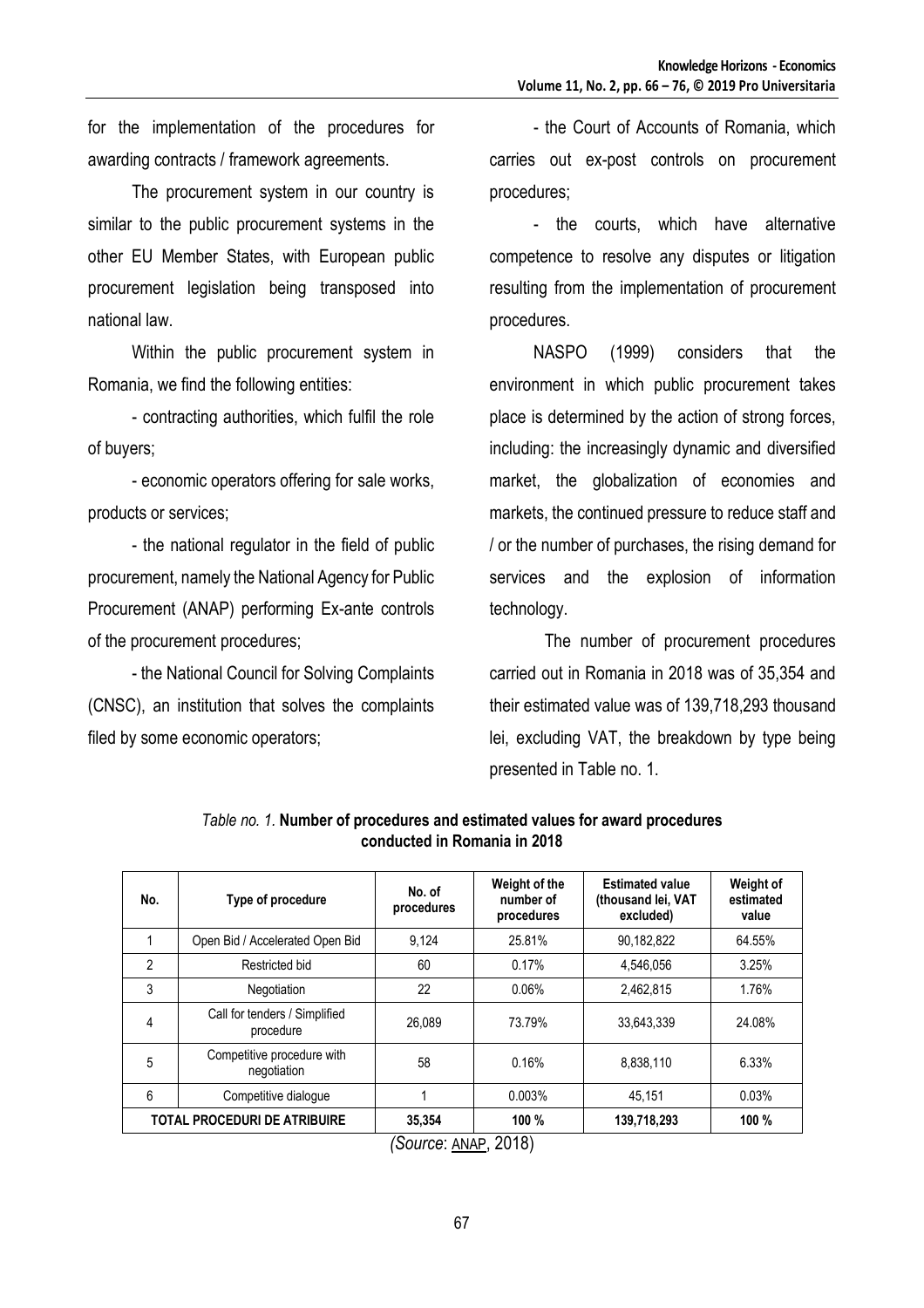for the implementation of the procedures for awarding contracts / framework agreements.

The procurement system in our country is similar to the public procurement systems in the other EU Member States, with European public procurement legislation being transposed into national law.

Within the public procurement system in Romania, we find the following entities:

- contracting authorities, which fulfil the role of buyers;

- economic operators offering for sale works, products or services;

- the national regulator in the field of public procurement, namely the National Agency for Public Procurement (ANAP) performing Ex-ante controls of the procurement procedures;

- the National Council for Solving Complaints (CNSC), an institution that solves the complaints filed by some economic operators;

- the Court of Accounts of Romania, which carries out ex-post controls on procurement procedures;

- the courts, which have alternative competence to resolve any disputes or litigation resulting from the implementation of procurement procedures.

NASPO (1999) considers that the environment in which public procurement takes place is determined by the action of strong forces, including: the increasingly dynamic and diversified market, the globalization of economies and markets, the continued pressure to reduce staff and / or the number of purchases, the rising demand for services and the explosion of information technology.

The number of procurement procedures carried out in Romania in 2018 was of 35,354 and their estimated value was of 139,718,293 thousand lei, excluding VAT, the breakdown by type being presented in Table no. 1.

*Table no. 1.* **Number of procedures and estimated values for award procedures conducted in Romania in 2018**

| No. | Type of procedure | No. of procedures | Weight of the number of procedures | Estimated value (thousand lei, VAT excluded) | Weight of estimated value |
|---|---|---|---|---|---|
| 1 | Open Bid / Accelerated Open Bid | 9,124 | 25.81% | 90,182,822 | 64.55% |
| 2 | Restricted bid | 60 | 0.17% | 4,546,056 | 3.25% |
| 3 | Negotiation | 22 | 0.06% | 2,462,815 | 1.76% |
| 4 | Call for tenders / Simplified procedure | 26,089 | 73.79% | 33,643,339 | 24.08% |
| 5 | Competitive procedure with negotiation | 58 | 0.16% | 8,838,110 | 6.33% |
| 6 | Competitive dialogue | 1 | 0.003% | 45,151 | 0.03% |
| **TOTAL PROCEDURI DE ATRIBUIRE** | | **35,354** | **100 %** | **139,718,293** | **100 %** |

*(Source*: ANAP, 2018)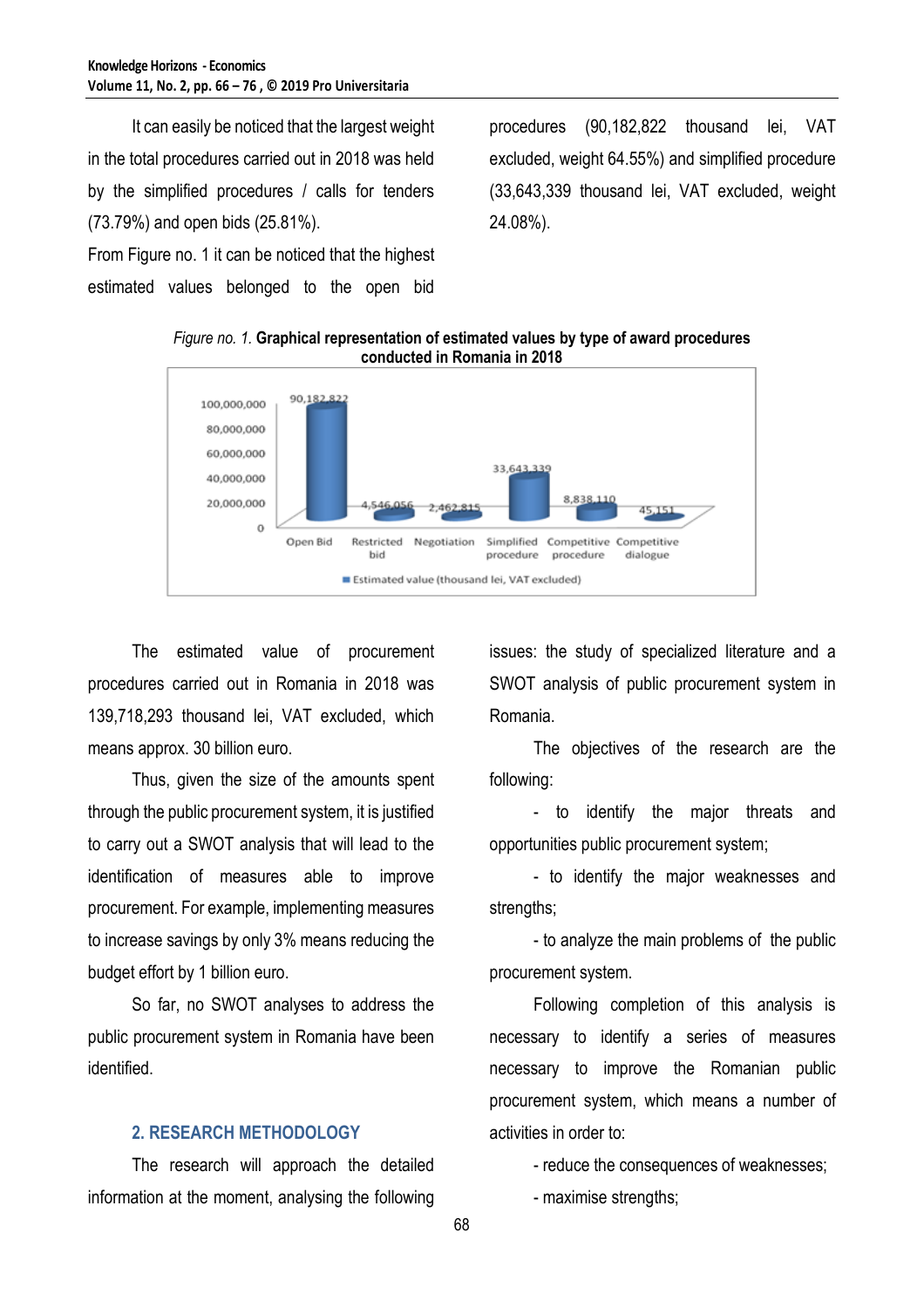It can easily be noticed that the largest weight in the total procedures carried out in 2018 was held by the simplified procedures / calls for tenders (73.79%) and open bids (25.81%).

From Figure no. 1 it can be noticed that the highest estimated values belonged to the open bid procedures (90,182,822 thousand lei, VAT excluded, weight 64.55%) and simplified procedure (33,643,339 thousand lei, VAT excluded, weight 24.08%).

*Figure no. 1.* **Graphical representation of estimated values by type of award procedures conducted in Romania in 2018**

| | Open Bid | Restricted bid | Negotiation | Simplified procedure | Competitive procedure | Competitive dialogue |
|---|---|---|---|---|---|---|
| Estimated value (thousand lei, VAT excluded) | 90,182,822 | 4,546,056 | 2,462,815 | 33,643,339 | 8,838,110 | 45,151 |

The estimated value of procurement procedures carried out in Romania in 2018 was 139,718,293 thousand lei, VAT excluded, which means approx. 30 billion euro.

Thus, given the size of the amounts spent through the public procurement system, it is justified to carry out a SWOT analysis that will lead to the identification of measures able to improve procurement. For example, implementing measures to increase savings by only 3% means reducing the budget effort by 1 billion euro.

So far, no SWOT analyses to address the public procurement system in Romania have been identified.

## 2. RESEARCH METHODOLOGY

The research will approach the detailed information at the moment, analysing the following issues: the study of specialized literature and a SWOT analysis of public procurement system in Romania.

The objectives of the research are the following:

- to identify the major threats and opportunities public procurement system;
- to identify the major weaknesses and strengths;
- to analyze the main problems of the public procurement system.

Following completion of this analysis is necessary to identify a series of measures necessary to improve the Romanian public procurement system, which means a number of activities in order to:

- reduce the consequences of weaknesses;
- maximise strengths;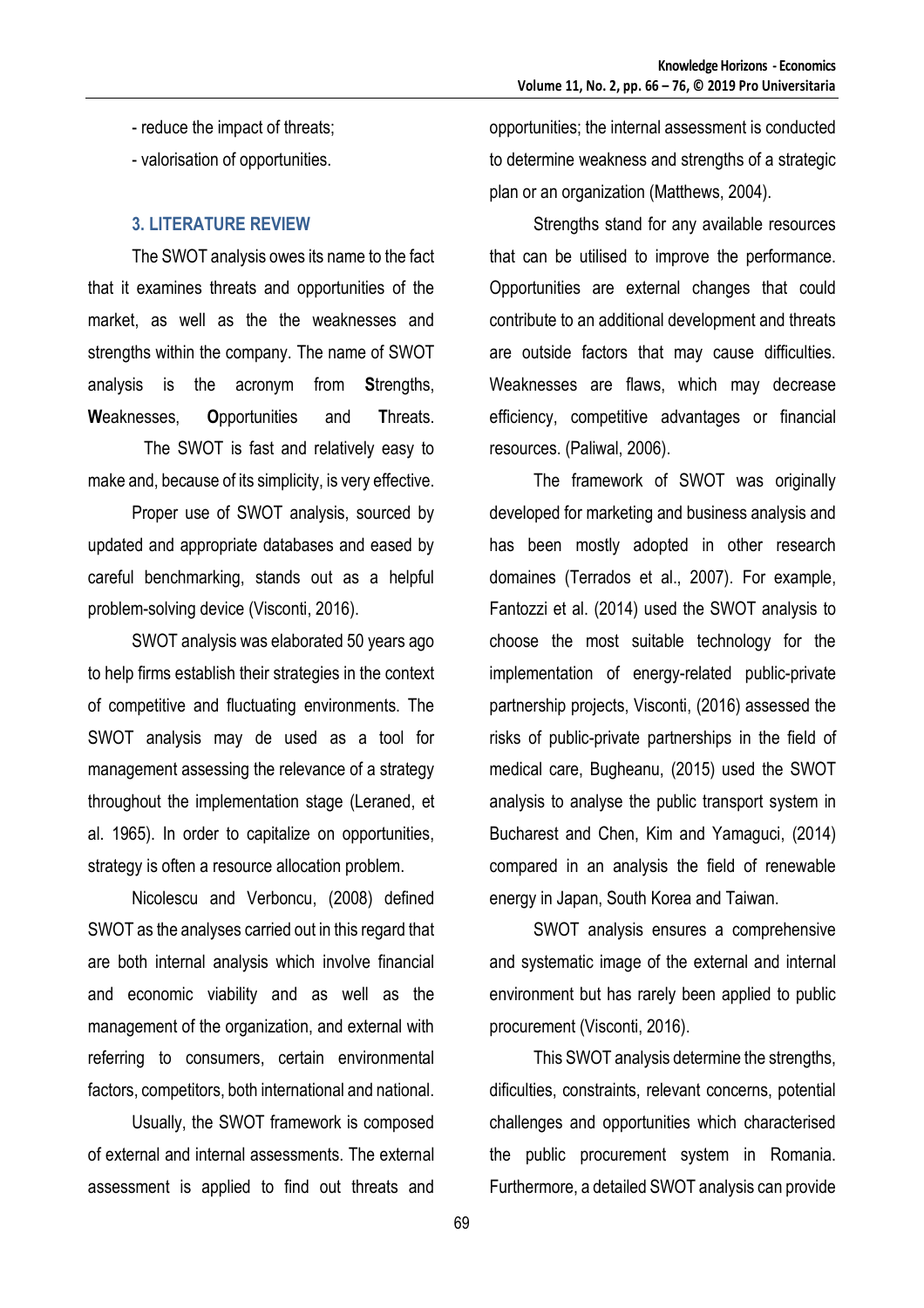- reduce the impact of threats;
- valorisation of opportunities.

## 3. LITERATURE REVIEW

The SWOT analysis owes its name to the fact that it examines threats and opportunities of the market, as well as the the weaknesses and strengths within the company. The name of SWOT analysis is the acronym from **S**trengths, **W**eaknesses, **O**pportunities and **T**hreats.

The SWOT is fast and relatively easy to make and, because of its simplicity, is very effective.

Proper use of SWOT analysis, sourced by updated and appropriate databases and eased by careful benchmarking, stands out as a helpful problem-solving device (Visconti, 2016).

SWOT analysis was elaborated 50 years ago to help firms establish their strategies in the context of competitive and fluctuating environments. The SWOT analysis may de used as a tool for management assessing the relevance of a strategy throughout the implementation stage (Leraned, et al. 1965). In order to capitalize on opportunities, strategy is often a resource allocation problem.

Nicolescu and Verboncu, (2008) defined SWOT as the analyses carried out in this regard that are both internal analysis which involve financial and economic viability and as well as the management of the organization, and external with referring to consumers, certain environmental factors, competitors, both international and national.

Usually, the SWOT framework is composed of external and internal assessments. The external assessment is applied to find out threats and opportunities; the internal assessment is conducted to determine weakness and strengths of a strategic plan or an organization (Matthews, 2004).

Strengths stand for any available resources that can be utilised to improve the performance. Opportunities are external changes that could contribute to an additional development and threats are outside factors that may cause difficulties. Weaknesses are flaws, which may decrease efficiency, competitive advantages or financial resources. (Paliwal, 2006).

The framework of SWOT was originally developed for marketing and business analysis and has been mostly adopted in other research domaines (Terrados et al., 2007). For example, Fantozzi et al. (2014) used the SWOT analysis to choose the most suitable technology for the implementation of energy-related public-private partnership projects, Visconti, (2016) assessed the risks of public-private partnerships in the field of medical care, Bugheanu, (2015) used the SWOT analysis to analyse the public transport system in Bucharest and Chen, Kim and Yamaguci, (2014) compared in an analysis the field of renewable energy in Japan, South Korea and Taiwan.

SWOT analysis ensures a comprehensive and systematic image of the external and internal environment but has rarely been applied to public procurement (Visconti, 2016).

This SWOT analysis determine the strengths, dificulties, constraints, relevant concerns, potential challenges and opportunities which characterised the public procurement system in Romania. Furthermore, a detailed SWOT analysis can provide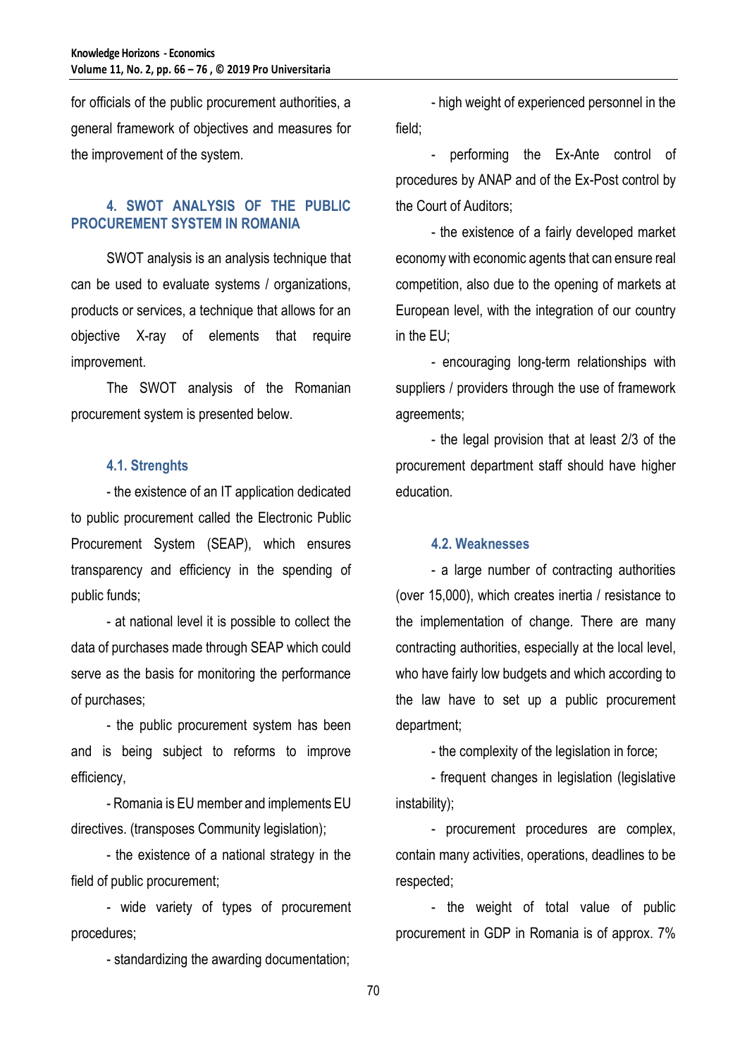for officials of the public procurement authorities, a general framework of objectives and measures for the improvement of the system.

## 4. SWOT ANALYSIS OF THE PUBLIC PROCUREMENT SYSTEM IN ROMANIA

SWOT analysis is an analysis technique that can be used to evaluate systems / organizations, products or services, a technique that allows for an objective X-ray of elements that require improvement.

The SWOT analysis of the Romanian procurement system is presented below.

### 4.1. Strenghts

- the existence of an IT application dedicated to public procurement called the Electronic Public Procurement System (SEAP), which ensures transparency and efficiency in the spending of public funds;

- at national level it is possible to collect the data of purchases made through SEAP which could serve as the basis for monitoring the performance of purchases;

- the public procurement system has been and is being subject to reforms to improve efficiency,

- Romania is EU member and implements EU directives. (transposes Community legislation);

- the existence of a national strategy in the field of public procurement;

- wide variety of types of procurement procedures;

- standardizing the awarding documentation;

- high weight of experienced personnel in the field;

- performing the Ex-Ante control of procedures by ANAP and of the Ex-Post control by the Court of Auditors;

- the existence of a fairly developed market economy with economic agents that can ensure real competition, also due to the opening of markets at European level, with the integration of our country in the EU;

- encouraging long-term relationships with suppliers / providers through the use of framework agreements;

- the legal provision that at least 2/3 of the procurement department staff should have higher education.

### 4.2. Weaknesses

- a large number of contracting authorities (over 15,000), which creates inertia / resistance to the implementation of change. There are many contracting authorities, especially at the local level, who have fairly low budgets and which according to the law have to set up a public procurement department;

- the complexity of the legislation in force;

- frequent changes in legislation (legislative instability);

- procurement procedures are complex, contain many activities, operations, deadlines to be respected;

- the weight of total value of public procurement in GDP in Romania is of approx. 7%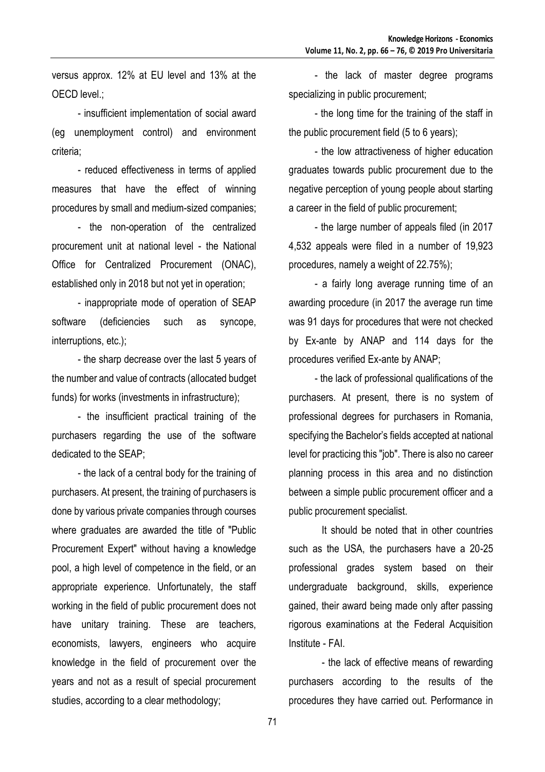versus approx. 12% at EU level and 13% at the OECD level.;

- insufficient implementation of social award (eg unemployment control) and environment criteria;

- reduced effectiveness in terms of applied measures that have the effect of winning procedures by small and medium-sized companies;

- the non-operation of the centralized procurement unit at national level - the National Office for Centralized Procurement (ONAC), established only in 2018 but not yet in operation;

- inappropriate mode of operation of SEAP software (deficiencies such as syncope, interruptions, etc.);

- the sharp decrease over the last 5 years of the number and value of contracts (allocated budget funds) for works (investments in infrastructure);

- the insufficient practical training of the purchasers regarding the use of the software dedicated to the SEAP;

- the lack of a central body for the training of purchasers. At present, the training of purchasers is done by various private companies through courses where graduates are awarded the title of "Public Procurement Expert" without having a knowledge pool, a high level of competence in the field, or an appropriate experience. Unfortunately, the staff working in the field of public procurement does not have unitary training. These are teachers, economists, lawyers, engineers who acquire knowledge in the field of procurement over the years and not as a result of special procurement studies, according to a clear methodology;

- the lack of master degree programs specializing in public procurement;

- the long time for the training of the staff in the public procurement field (5 to 6 years);

- the low attractiveness of higher education graduates towards public procurement due to the negative perception of young people about starting a career in the field of public procurement;

- the large number of appeals filed (in 2017 4,532 appeals were filed in a number of 19,923 procedures, namely a weight of 22.75%);

- a fairly long average running time of an awarding procedure (in 2017 the average run time was 91 days for procedures that were not checked by Ex-ante by ANAP and 114 days for the procedures verified Ex-ante by ANAP;

- the lack of professional qualifications of the purchasers. At present, there is no system of professional degrees for purchasers in Romania, specifying the Bachelor's fields accepted at national level for practicing this "job". There is also no career planning process in this area and no distinction between a simple public procurement officer and a public procurement specialist.

It should be noted that in other countries such as the USA, the purchasers have a 20-25 professional grades system based on their undergraduate background, skills, experience gained, their award being made only after passing rigorous examinations at the Federal Acquisition Institute - FAI.

- the lack of effective means of rewarding purchasers according to the results of the procedures they have carried out. Performance in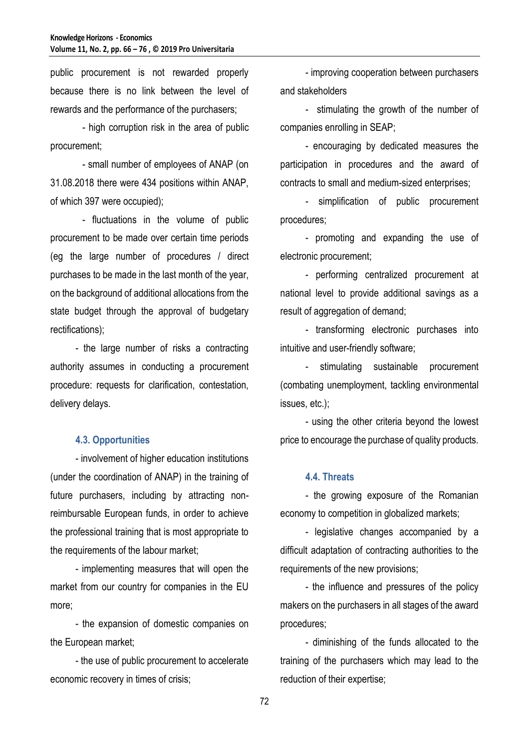public procurement is not rewarded properly because there is no link between the level of rewards and the performance of the purchasers;

- high corruption risk in the area of public procurement;
- small number of employees of ANAP (on 31.08.2018 there were 434 positions within ANAP, of which 397 were occupied);
- fluctuations in the volume of public procurement to be made over certain time periods (eg the large number of procedures / direct purchases to be made in the last month of the year, on the background of additional allocations from the state budget through the approval of budgetary rectifications);
- the large number of risks a contracting authority assumes in conducting a procurement procedure: requests for clarification, contestation, delivery delays.

### 4.3. Opportunities

- involvement of higher education institutions (under the coordination of ANAP) in the training of future purchasers, including by attracting non-reimbursable European funds, in order to achieve the professional training that is most appropriate to the requirements of the labour market;
- implementing measures that will open the market from our country for companies in the EU more;
- the expansion of domestic companies on the European market;
- the use of public procurement to accelerate economic recovery in times of crisis;
- improving cooperation between purchasers and stakeholders
- stimulating the growth of the number of companies enrolling in SEAP;
- encouraging by dedicated measures the participation in procedures and the award of contracts to small and medium-sized enterprises;
- simplification of public procurement procedures;
- promoting and expanding the use of electronic procurement;
- performing centralized procurement at national level to provide additional savings as a result of aggregation of demand;
- transforming electronic purchases into intuitive and user-friendly software;
- stimulating sustainable procurement (combating unemployment, tackling environmental issues, etc.);
- using the other criteria beyond the lowest price to encourage the purchase of quality products.

### 4.4. Threats

- the growing exposure of the Romanian economy to competition in globalized markets;
- legislative changes accompanied by a difficult adaptation of contracting authorities to the requirements of the new provisions;
- the influence and pressures of the policy makers on the purchasers in all stages of the award procedures;
- diminishing of the funds allocated to the training of the purchasers which may lead to the reduction of their expertise;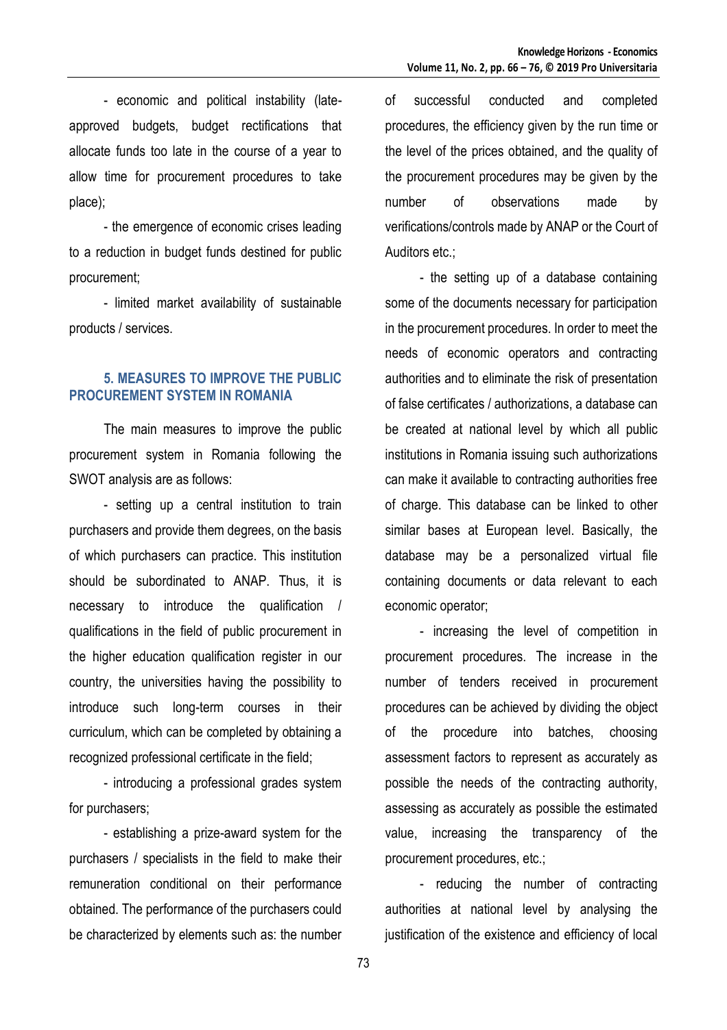- economic and political instability (late-approved budgets, budget rectifications that allocate funds too late in the course of a year to allow time for procurement procedures to take place);

- the emergence of economic crises leading to a reduction in budget funds destined for public procurement;

- limited market availability of sustainable products / services.

## 5. MEASURES TO IMPROVE THE PUBLIC PROCUREMENT SYSTEM IN ROMANIA

The main measures to improve the public procurement system in Romania following the SWOT analysis are as follows:

- setting up a central institution to train purchasers and provide them degrees, on the basis of which purchasers can practice. This institution should be subordinated to ANAP. Thus, it is necessary to introduce the qualification / qualifications in the field of public procurement in the higher education qualification register in our country, the universities having the possibility to introduce such long-term courses in their curriculum, which can be completed by obtaining a recognized professional certificate in the field;

- introducing a professional grades system for purchasers;

- establishing a prize-award system for the purchasers / specialists in the field to make their remuneration conditional on their performance obtained. The performance of the purchasers could be characterized by elements such as: the number of successful conducted and completed procedures, the efficiency given by the run time or the level of the prices obtained, and the quality of the procurement procedures may be given by the number of observations made by verifications/controls made by ANAP or the Court of Auditors etc.;

- the setting up of a database containing some of the documents necessary for participation in the procurement procedures. In order to meet the needs of economic operators and contracting authorities and to eliminate the risk of presentation of false certificates / authorizations, a database can be created at national level by which all public institutions in Romania issuing such authorizations can make it available to contracting authorities free of charge. This database can be linked to other similar bases at European level. Basically, the database may be a personalized virtual file containing documents or data relevant to each economic operator;

- increasing the level of competition in procurement procedures. The increase in the number of tenders received in procurement procedures can be achieved by dividing the object of the procedure into batches, choosing assessment factors to represent as accurately as possible the needs of the contracting authority, assessing as accurately as possible the estimated value, increasing the transparency of the procurement procedures, etc.;

- reducing the number of contracting authorities at national level by analysing the justification of the existence and efficiency of local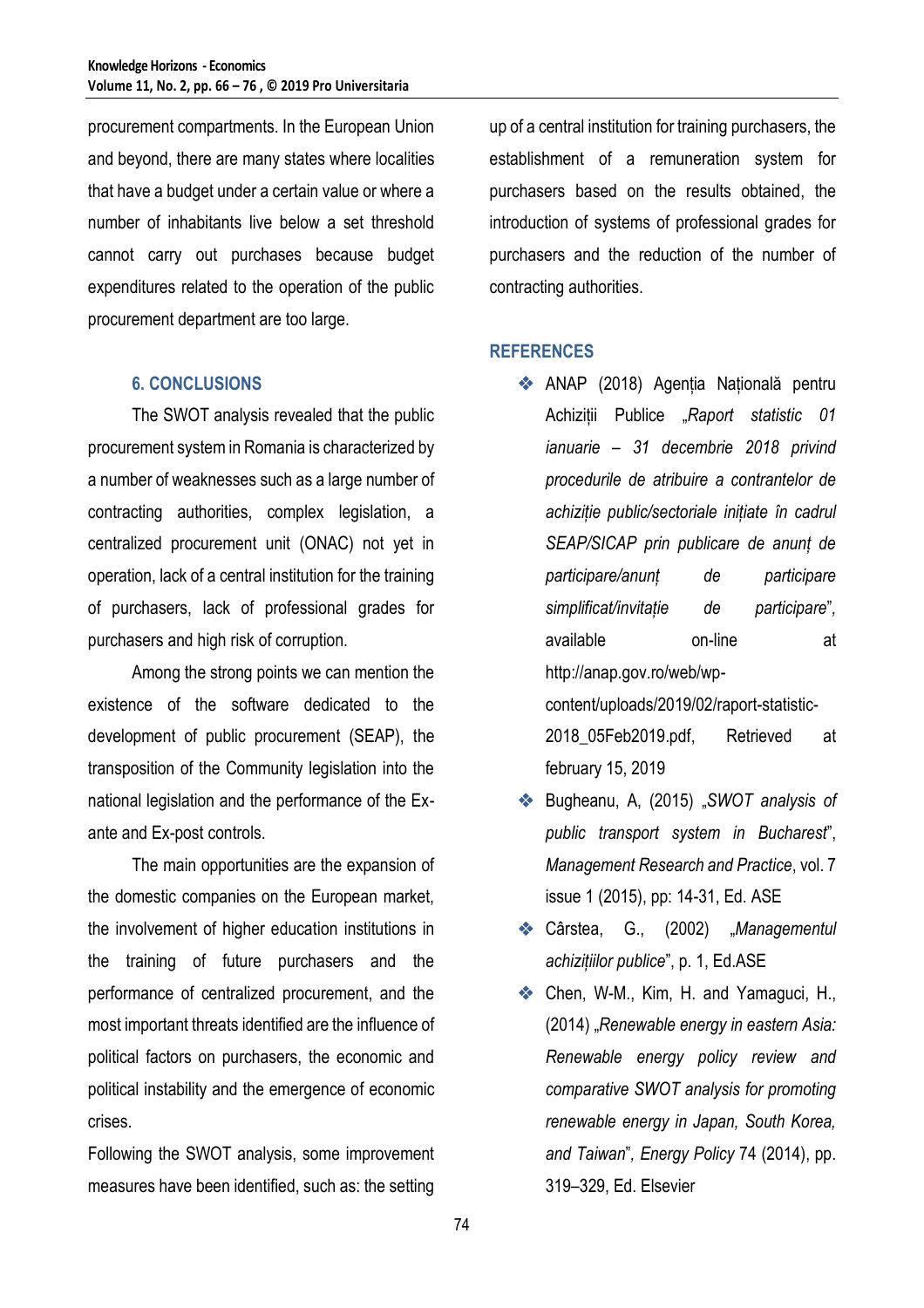procurement compartments. In the European Union and beyond, there are many states where localities that have a budget under a certain value or where a number of inhabitants live below a set threshold cannot carry out purchases because budget expenditures related to the operation of the public procurement department are too large.

## 6. CONCLUSIONS

The SWOT analysis revealed that the public procurement system in Romania is characterized by a number of weaknesses such as a large number of contracting authorities, complex legislation, a centralized procurement unit (ONAC) not yet in operation, lack of a central institution for the training of purchasers, lack of professional grades for purchasers and high risk of corruption.

Among the strong points we can mention the existence of the software dedicated to the development of public procurement (SEAP), the transposition of the Community legislation into the national legislation and the performance of the Ex-ante and Ex-post controls.

The main opportunities are the expansion of the domestic companies on the European market, the involvement of higher education institutions in the training of future purchasers and the performance of centralized procurement, and the most important threats identified are the influence of political factors on purchasers, the economic and political instability and the emergence of economic crises.

Following the SWOT analysis, some improvement measures have been identified, such as: the setting up of a central institution for training purchasers, the establishment of a remuneration system for purchasers based on the results obtained, the introduction of systems of professional grades for purchasers and the reduction of the number of contracting authorities.

## REFERENCES

- ANAP (2018) Agenția Națională pentru Achiziții Publice „*Raport statistic 01 ianuarie – 31 decembrie 2018 privind procedurile de atribuire a contrantelor de achiziție public/sectoriale inițiate în cadrul SEAP/SICAP prin publicare de anunț de participare/anunț de participare simplificat/invitație de participare*", available on-line at http://anap.gov.ro/web/wp-content/uploads/2019/02/raport-statistic-2018_05Feb2019.pdf, Retrieved at february 15, 2019
- Bugheanu, A, (2015) „*SWOT analysis of public transport system in Bucharest*", *Management Research and Practice*, vol. 7 issue 1 (2015), pp: 14-31, Ed. ASE
- Cârstea, G., (2002) „*Managementul achizițiilor publice*", p. 1, Ed.ASE
- Chen, W-M., Kim, H. and Yamaguci, H., (2014) „*Renewable energy in eastern Asia: Renewable energy policy review and comparative SWOT analysis for promoting renewable energy in Japan, South Korea, and Taiwan*", *Energy Policy* 74 (2014), pp. 319–329, Ed. Elsevier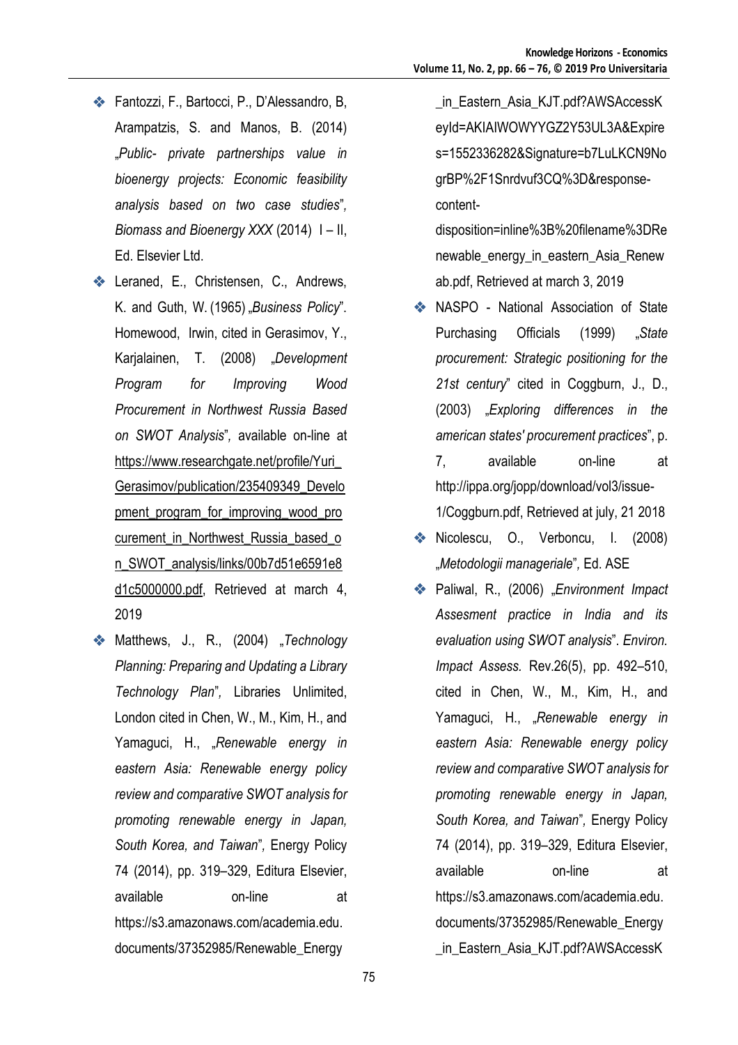- Fantozzi, F., Bartocci, P., D'Alessandro, B, Arampatzis, S. and Manos, B. (2014) „*Public- private partnerships value in bioenergy projects: Economic feasibility analysis based on two case studies*", *Biomass and Bioenergy XXX* (2014) I – II, Ed. Elsevier Ltd.
- Leraned, E., Christensen, C., Andrews, K. and Guth, W. (1965) „*Business Policy*". Homewood, Irwin, cited in Gerasimov, Y., Karjalainen, T. (2008) „*Development Program for Improving Wood Procurement in Northwest Russia Based on SWOT Analysis*", available on-line at https://www.researchgate.net/profile/Yuri_Gerasimov/publication/235409349_Development_program_for_improving_wood_procurement_in_Northwest_Russia_based_on_SWOT_analysis/links/00b7d51e6591e8d1c5000000.pdf, Retrieved at march 4, 2019
- Matthews, J., R., (2004) „*Technology Planning: Preparing and Updating a Library Technology Plan*", Libraries Unlimited, London cited in Chen, W., M., Kim, H., and Yamaguci, H., „*Renewable energy in eastern Asia: Renewable energy policy review and comparative SWOT analysis for promoting renewable energy in Japan, South Korea, and Taiwan*", Energy Policy 74 (2014), pp. 319–329, Editura Elsevier, available on-line at https://s3.amazonaws.com/academia.edu.documents/37352985/Renewable_Energy_in_Eastern_Asia_KJT.pdf?AWSAccessKeyId=AKIAIWOWYYGZ2Y53UL3A&Expires=1552336282&Signature=b7LuLKCN9NogrBP%2F1Snrdvuf3CQ%3D&response-content-disposition=inline%3B%20filename%3DRenewable_energy_in_eastern_Asia_Renewab.pdf, Retrieved at march 3, 2019
- NASPO - National Association of State Purchasing Officials (1999) „*State procurement: Strategic positioning for the 21st century*" cited in Coggburn, J., D., (2003) „*Exploring differences in the american states' procurement practices*", p. 7, available on-line at http://ippa.org/jopp/download/vol3/issue-1/Coggburn.pdf, Retrieved at july, 21 2018
- Nicolescu, O., Verboncu, I. (2008) „*Metodologii manageriale*", Ed. ASE
- Paliwal, R., (2006) „*Environment Impact Assesment practice in India and its evaluation using SWOT analysis*". *Environ. Impact Assess.* Rev.26(5), pp. 492–510, cited in Chen, W., M., Kim, H., and Yamaguci, H., „*Renewable energy in eastern Asia: Renewable energy policy review and comparative SWOT analysis for promoting renewable energy in Japan, South Korea, and Taiwan*", Energy Policy 74 (2014), pp. 319–329, Editura Elsevier, available on-line at https://s3.amazonaws.com/academia.edu.documents/37352985/Renewable_Energy_in_Eastern_Asia_KJT.pdf?AWSAccessK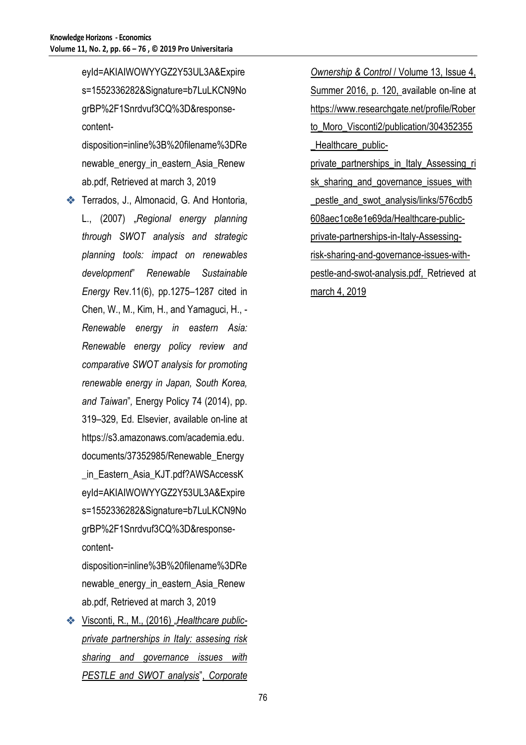eyId=AKIAIWOWYYGZ2Y53UL3A&Expires=1552336282&Signature=b7LuLKCN9NogrBP%2F1Snrdvuf3CQ%3D&response-content-disposition=inline%3B%20filename%3DRenewable_energy_in_eastern_Asia_Renewab.pdf, Retrieved at march 3, 2019

- Terrados, J., Almonacid, G. And Hontoria, L., (2007) „*Regional energy planning through SWOT analysis and strategic planning tools: impact on renewables development*" *Renewable Sustainable Energy* Rev.11(6), pp.1275–1287 cited in Chen, W., M., Kim, H., and Yamaguci, H., - *Renewable energy in eastern Asia: Renewable energy policy review and comparative SWOT analysis for promoting renewable energy in Japan, South Korea, and Taiwan*", Energy Policy 74 (2014), pp. 319–329, Ed. Elsevier, available on-line at https://s3.amazonaws.com/academia.edu.documents/37352985/Renewable_Energy_in_Eastern_Asia_KJT.pdf?AWSAccessKeyId=AKIAIWOWYYGZ2Y53UL3A&Expires=1552336282&Signature=b7LuLKCN9NogrBP%2F1Snrdvuf3CQ%3D&response-content-disposition=inline%3B%20filename%3DRenewable_energy_in_eastern_Asia_Renewab.pdf, Retrieved at march 3, 2019
- Visconti, R., M., (2016) „*Healthcare public-private partnerships in Italy: assesing risk sharing and governance issues with PESTLE and SWOT analysis*", *Corporate Ownership & Control* / Volume 13, Issue 4, Summer 2016, p. 120, available on-line at https://www.researchgate.net/profile/Roberto_Moro_Visconti2/publication/304352355_Healthcare_public-private_partnerships_in_Italy_Assessing_risk_sharing_and_governance_issues_with_pestle_and_swot_analysis/links/576cdb5608aec1ce8e1e69da/Healthcare-public-private-partnerships-in-Italy-Assessing-risk-sharing-and-governance-issues-with-pestle-and-swot-analysis.pdf, Retrieved at march 4, 2019